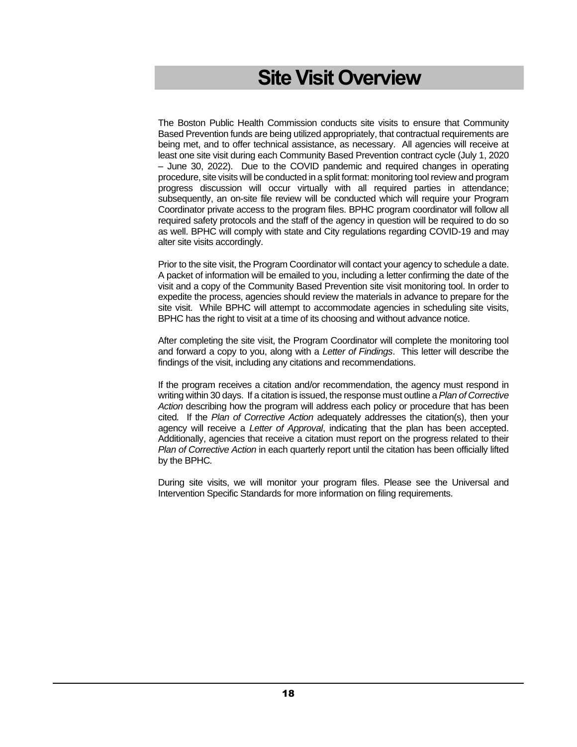# Site Visit Overview

The Boston Public Health Commission conducts site visits to ensure that Community Based Prevention funds are being utilized appropriately, that contractual requirements are being met, and to offer technical assistance, as necessary. All agencies will receive at least one site visit during each Community Based Prevention contract cycle (July 1, 2020 – June 30, 2022). Due to the COVID pandemic and required changes in operating procedure, site visits will be conducted in a split format: monitoring tool review and program progress discussion will occur virtually with all required parties in attendance; subsequently, an on-site file review will be conducted which will require your Program Coordinator private access to the program files. BPHC program coordinator will follow all required safety protocols and the staff of the agency in question will be required to do so as well. BPHC will comply with state and City regulations regarding COVID-19 and may alter site visits accordingly.

Prior to the site visit, the Program Coordinator will contact your agency to schedule a date. A packet of information will be emailed to you, including a letter confirming the date of the visit and a copy of the Community Based Prevention site visit monitoring tool. In order to expedite the process, agencies should review the materials in advance to prepare for the site visit. While BPHC will attempt to accommodate agencies in scheduling site visits, BPHC has the right to visit at a time of its choosing and without advance notice.

After completing the site visit, the Program Coordinator will complete the monitoring tool and forward a copy to you, along with a *Letter of Findings*. This letter will describe the findings of the visit, including any citations and recommendations.

If the program receives a citation and/or recommendation, the agency must respond in writing within 30 days. If a citation is issued, the response must outline a *Plan of Corrective Action* describing how the program will address each policy or procedure that has been cited. If the *Plan of Corrective Action* adequately addresses the citation(s), then your agency will receive a *Letter of Approval*, indicating that the plan has been accepted. Additionally, agencies that receive a citation must report on the progress related to their *Plan of Corrective Action* in each quarterly report until the citation has been officially lifted by the BPHC.

During site visits, we will monitor your program files. Please see the Universal and Intervention Specific Standards for more information on filing requirements.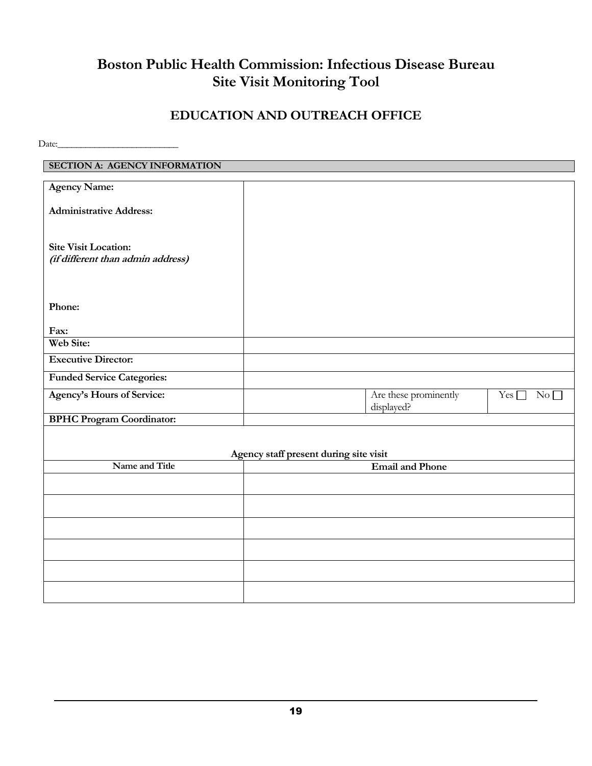# Boston Public Health Commission: Infectious Disease Bureau
# Site Visit Monitoring Tool

## EDUCATION AND OUTREACH OFFICE

Date:___________________________

| SECTION A: AGENCY INFORMATION |
|---|

| | | | |
|---|---|---|---|
| **Agency Name:**<br><br>**Administrative Address:**<br><br>**Site Visit Location:**<br>***(if different than admin address)***<br><br>**Phone:**<br><br>**Fax:** | | | |
| **Web Site:** | | | |
| **Executive Director:** | | | |
| **Funded Service Categories:** | | | |
| **Agency's Hours of Service:** | | Are these prominently displayed? | Yes ☐ No ☐ |
| **BPHC Program Coordinator:** | | | |

**Agency staff present during site visit**

| Name and Title | Email and Phone |
|---|---|
| | |
| | |
| | |
| | |
| | |
| | |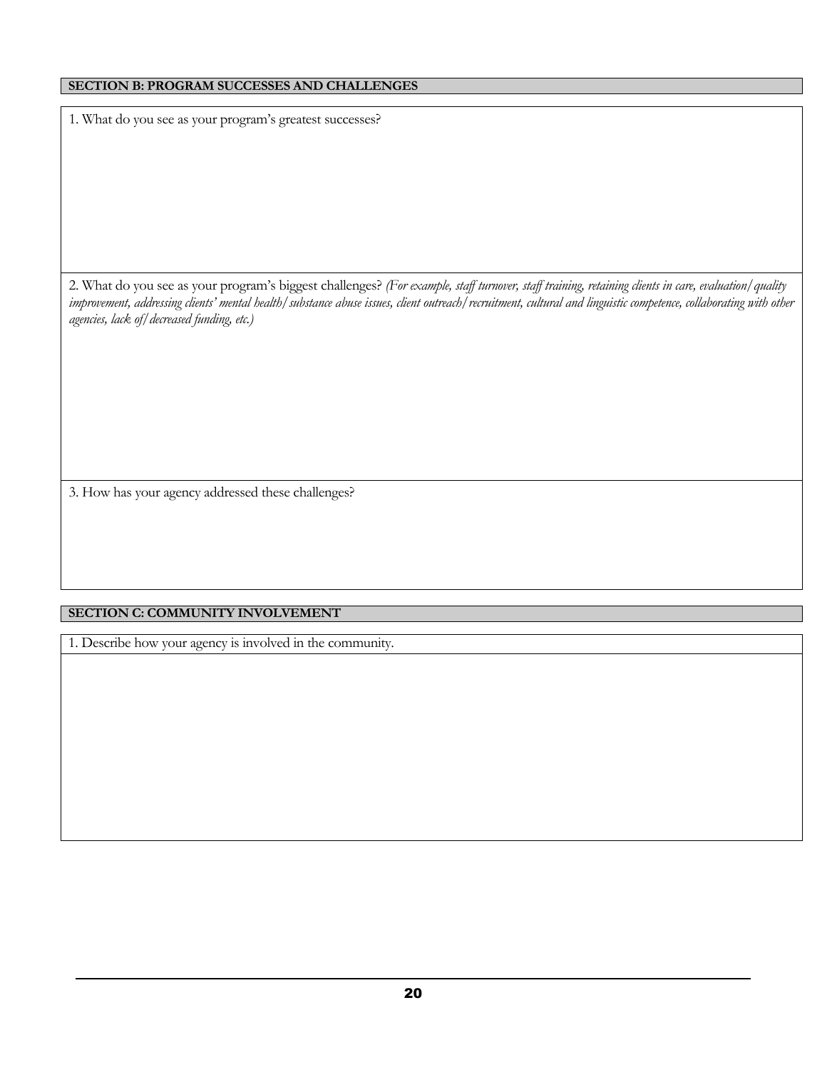## SECTION B: PROGRAM SUCCESSES AND CHALLENGES

1. What do you see as your program's greatest successes?

2. What do you see as your program's biggest challenges? *(For example, staff turnover, staff training, retaining clients in care, evaluation/quality improvement, addressing clients' mental health/substance abuse issues, client outreach/recruitment, cultural and linguistic competence, collaborating with other agencies, lack of/decreased funding, etc.)*

3. How has your agency addressed these challenges?

## SECTION C: COMMUNITY INVOLVEMENT

1. Describe how your agency is involved in the community.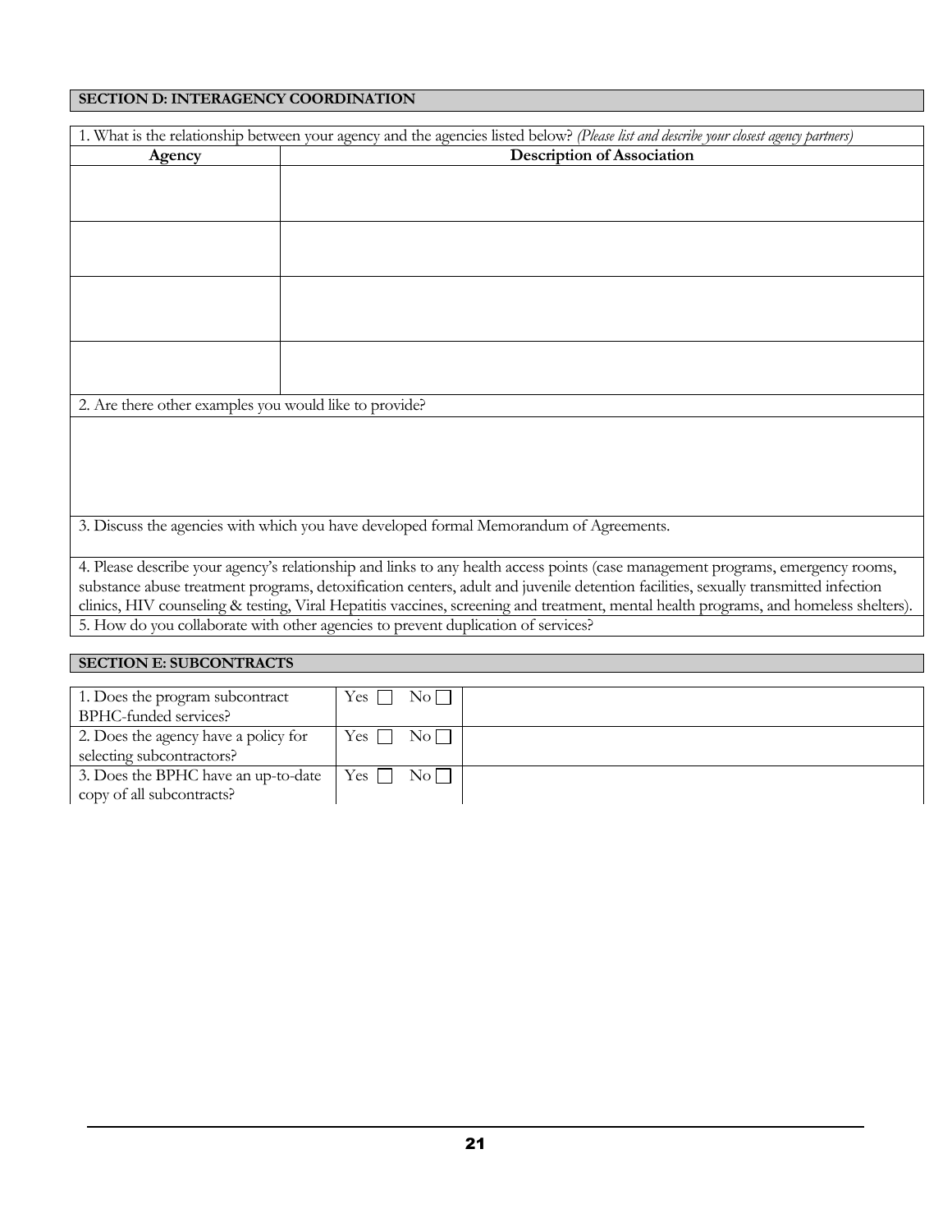## SECTION D: INTERAGENCY COORDINATION

1. What is the relationship between your agency and the agencies listed below? *(Please list and describe your closest agency partners)*

| Agency | Description of Association |
|---|---|
| | |
| | |
| | |
| | |

2. Are there other examples you would like to provide?

3. Discuss the agencies with which you have developed formal Memorandum of Agreements.

4. Please describe your agency's relationship and links to any health access points (case management programs, emergency rooms, substance abuse treatment programs, detoxification centers, adult and juvenile detention facilities, sexually transmitted infection clinics, HIV counseling & testing, Viral Hepatitis vaccines, screening and treatment, mental health programs, and homeless shelters).

5. How do you collaborate with other agencies to prevent duplication of services?

## SECTION E: SUBCONTRACTS

| Question | Response | |
|---|---|---|
| 1. Does the program subcontract BPHC-funded services? | Yes ☐ No ☐ | |
| 2. Does the agency have a policy for selecting subcontractors? | Yes ☐ No ☐ | |
| 3. Does the BPHC have an up-to-date copy of all subcontracts? | Yes ☐ No ☐ | |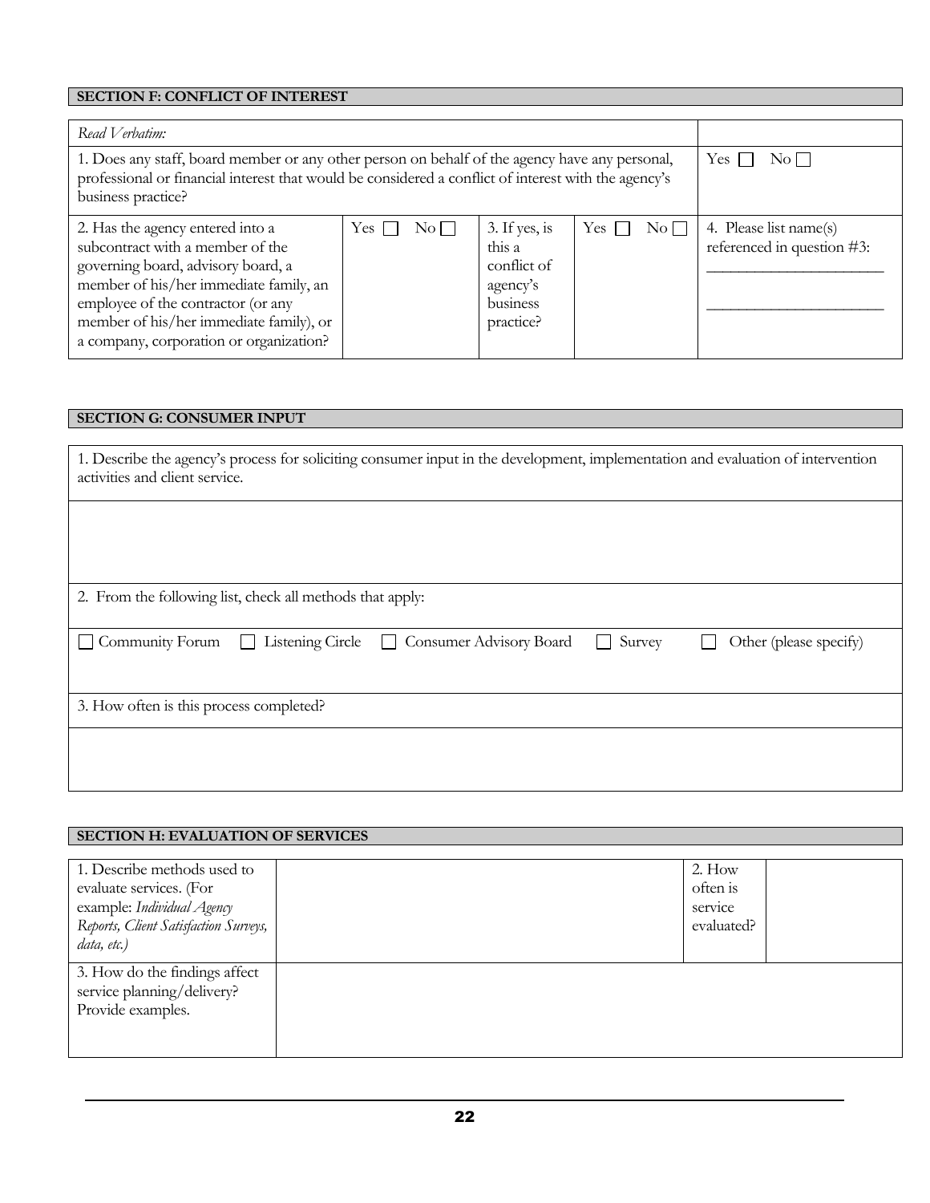## SECTION F: CONFLICT OF INTEREST

| *Read Verbatim:* | | | | |
|---|---|---|---|---|
| 1. Does any staff, board member or any other person on behalf of the agency have any personal, professional or financial interest that would be considered a conflict of interest with the agency's business practice? | | | | Yes ☐ No ☐ |
| 2. Has the agency entered into a subcontract with a member of the governing board, advisory board, a member of his/her immediate family, an employee of the contractor (or any member of his/her immediate family), or a company, corporation or organization? | Yes ☐ No ☐ | 3. If yes, is this a conflict of agency's business practice? | Yes ☐ No ☐ | 4. Please list name(s) referenced in question #3: ______________________ ______________________ |

## SECTION G: CONSUMER INPUT

| 1. Describe the agency's process for soliciting consumer input in the development, implementation and evaluation of intervention activities and client service. |
|---|
| |
| 2. From the following list, check all methods that apply: |
| ☐ Community Forum ☐ Listening Circle ☐ Consumer Advisory Board ☐ Survey ☐ Other (please specify) |
| 3. How often is this process completed? |
| |

## SECTION H: EVALUATION OF SERVICES

| 1. Describe methods used to evaluate services. (For example: *Individual Agency Reports, Client Satisfaction Surveys, data, etc.*) | | 2. How often is service evaluated? | |
|---|---|---|---|
| 3. How do the findings affect service planning/delivery? Provide examples. | | | |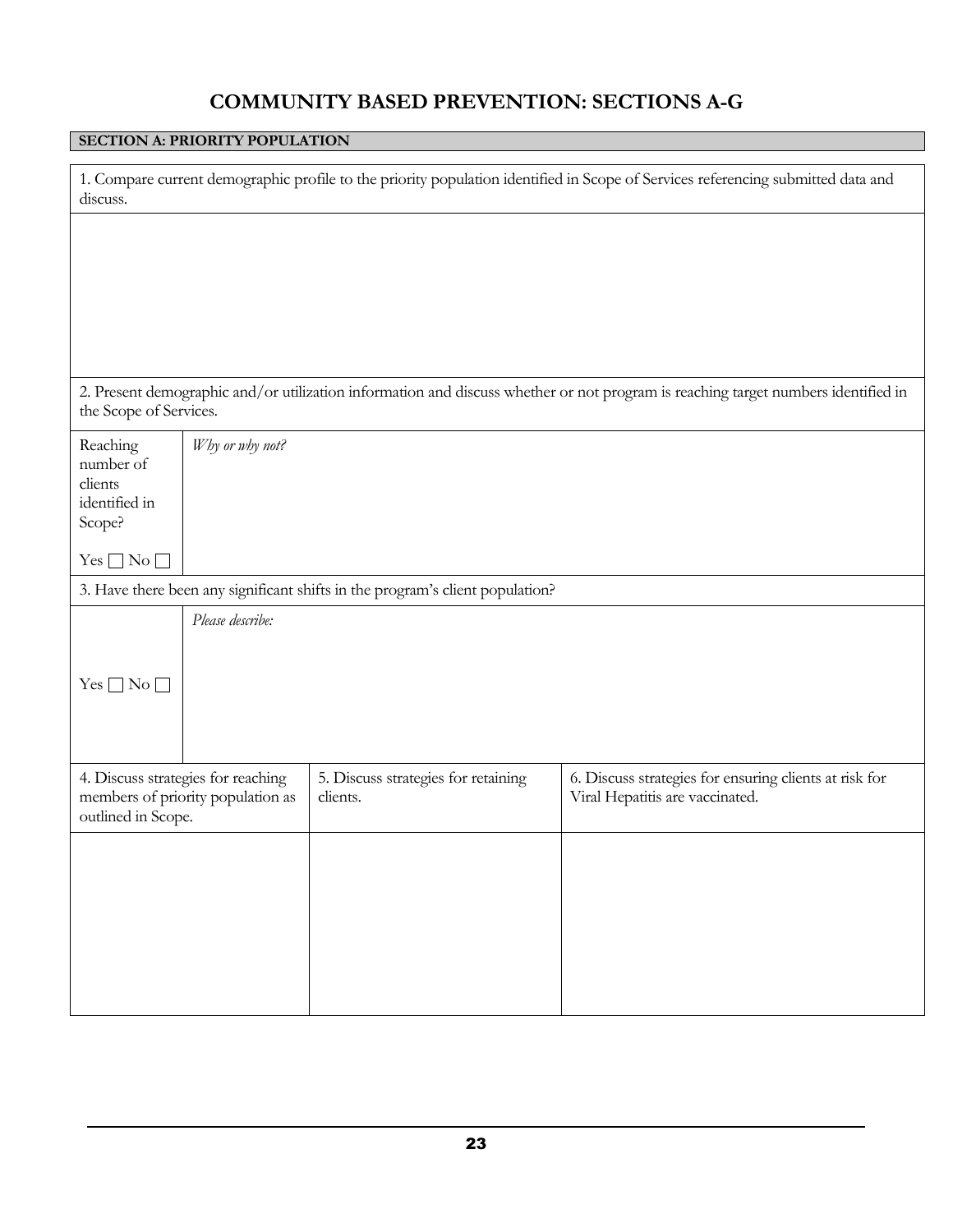# COMMUNITY BASED PREVENTION: SECTIONS A-G

## SECTION A: PRIORITY POPULATION

1. Compare current demographic profile to the priority population identified in Scope of Services referencing submitted data and discuss.

2. Present demographic and/or utilization information and discuss whether or not program is reaching target numbers identified in the Scope of Services.

| Reaching number of clients identified in Scope? Yes ☐ No ☐ | *Why or why not?* |
|---|---|

3. Have there been any significant shifts in the program's client population?

| Yes ☐ No ☐ | *Please describe:* |
|---|---|

| 4. Discuss strategies for reaching members of priority population as outlined in Scope. | 5. Discuss strategies for retaining clients. | 6. Discuss strategies for ensuring clients at risk for Viral Hepatitis are vaccinated. |
|---|---|---|
| | | |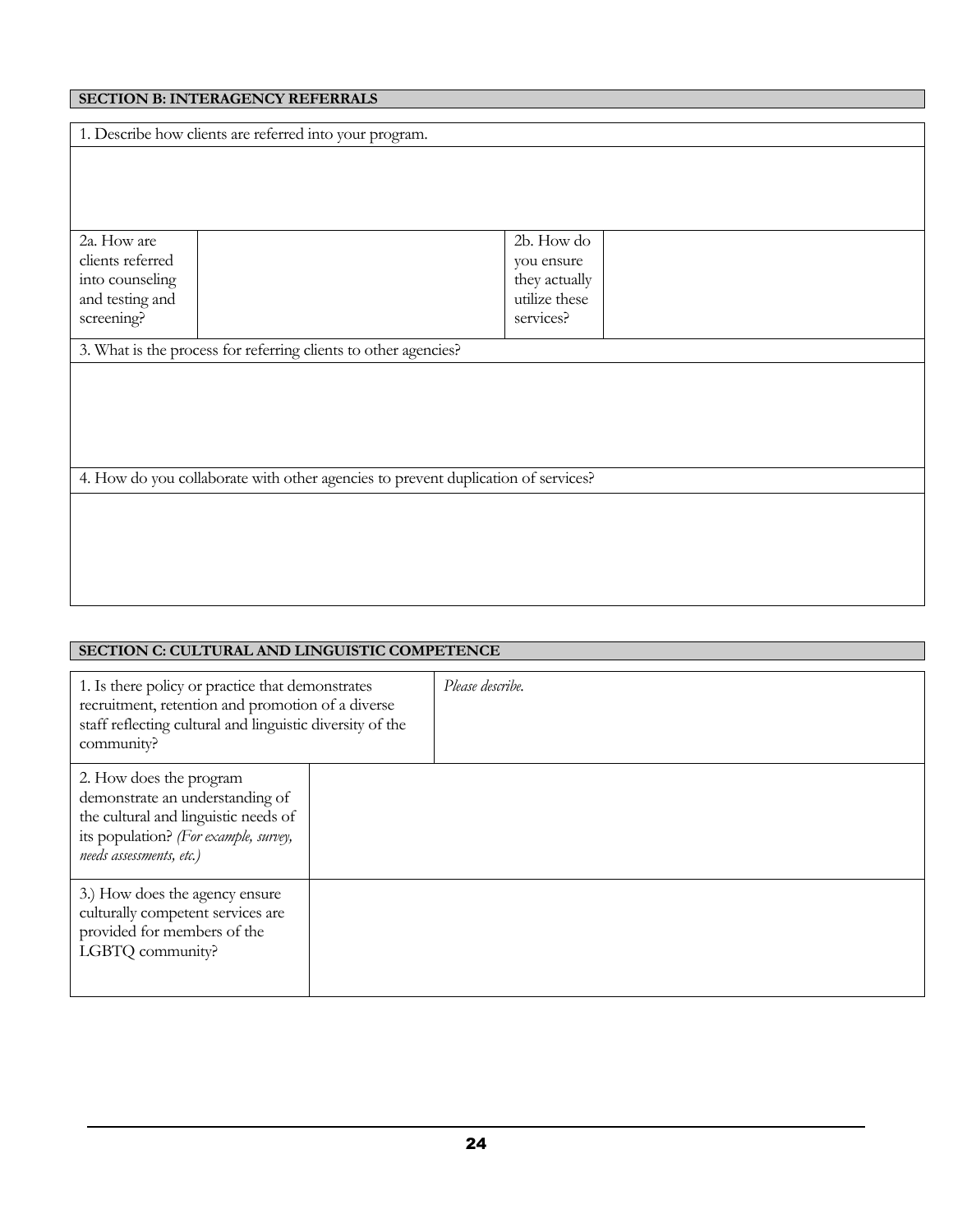## SECTION B: INTERAGENCY REFERRALS

| 1. Describe how clients are referred into your program. | | | |
|---|---|---|---|
| | | | |
| 2a. How are clients referred into counseling and testing and screening? | | 2b. How do you ensure they actually utilize these services? | |
| 3. What is the process for referring clients to other agencies? | | | |
| | | | |
| 4. How do you collaborate with other agencies to prevent duplication of services? | | | |
| | | | |

## SECTION C: CULTURAL AND LINGUISTIC COMPETENCE

| 1. Is there policy or practice that demonstrates recruitment, retention and promotion of a diverse staff reflecting cultural and linguistic diversity of the community? | *Please describe.* |
|---|---|
| 2. How does the program demonstrate an understanding of the cultural and linguistic needs of its population? *(For example, survey, needs assessments, etc.)* | |
| 3.) How does the agency ensure culturally competent services are provided for members of the LGBTQ community? | |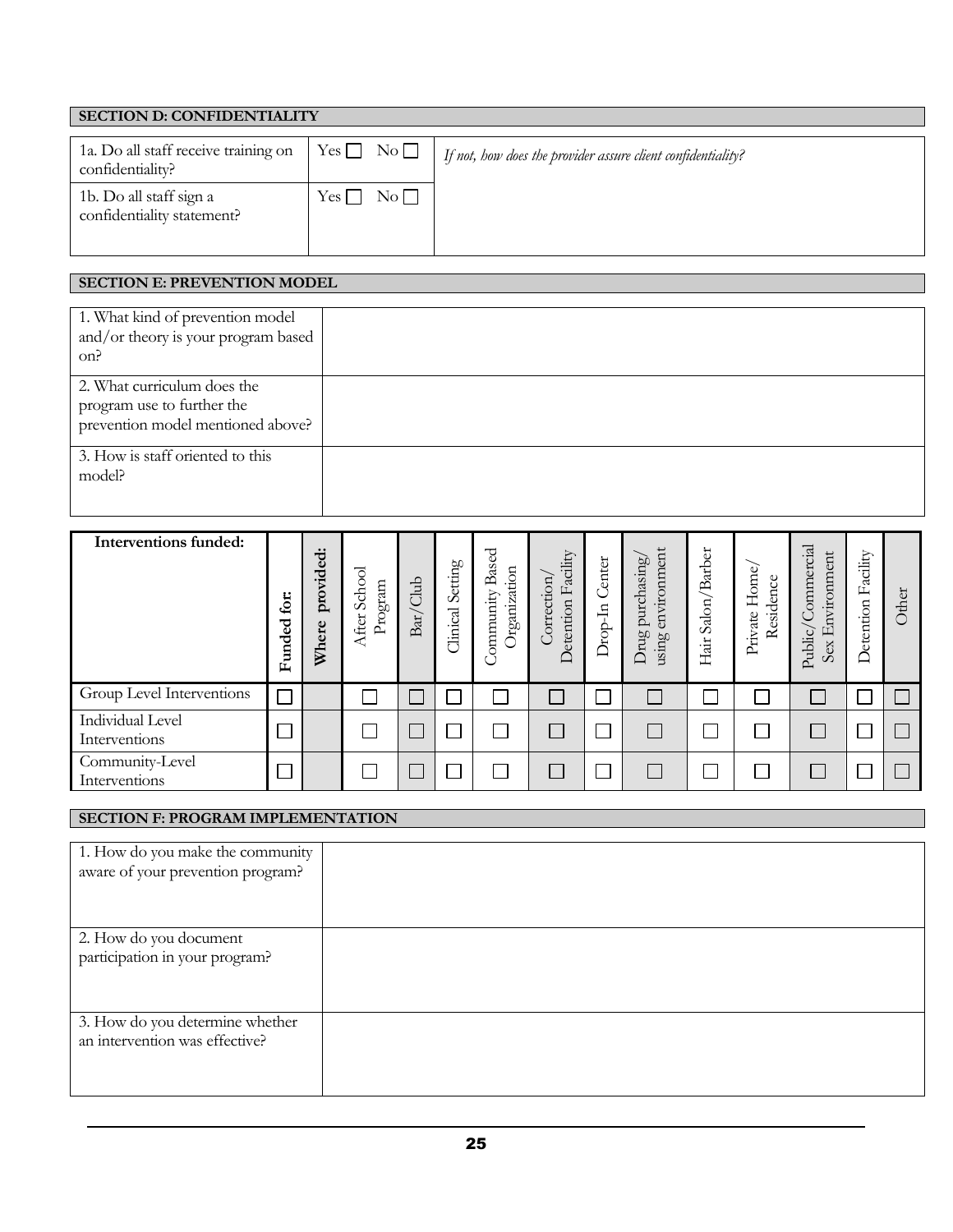## SECTION D: CONFIDENTIALITY

| | | |
|---|---|---|
| 1a. Do all staff receive training on confidentiality? | Yes ☐ No ☐ | *If not, how does the provider assure client confidentiality?* |
| 1b. Do all staff sign a confidentiality statement? | Yes ☐ No ☐ | |

## SECTION E: PREVENTION MODEL

| | |
|---|---|
| 1. What kind of prevention model and/or theory is your program based on? | |
| 2. What curriculum does the program use to further the prevention model mentioned above? | |
| 3. How is staff oriented to this model? | |

| **Interventions funded:** | **Funded for:** | **Where provided:** | After School Program | Bar/Club | Clinical Setting | Community Based Organization | Correction/ Detention Facility | Drop-In Center | Drug purchasing/ using environment | Hair Salon/Barber | Private Home/ Residence | Public/Commercial Sex Environment | Detention Facility | Other |
|---|---|---|---|---|---|---|---|---|---|---|---|---|---|---|
| Group Level Interventions | ☐ | | ☐ | ☐ | ☐ | ☐ | ☐ | ☐ | ☐ | ☐ | ☐ | ☐ | ☐ | ☐ |
| Individual Level Interventions | ☐ | | ☐ | ☐ | ☐ | ☐ | ☐ | ☐ | ☐ | ☐ | ☐ | ☐ | ☐ | ☐ |
| Community-Level Interventions | ☐ | | ☐ | ☐ | ☐ | ☐ | ☐ | ☐ | ☐ | ☐ | ☐ | ☐ | ☐ | ☐ |

## SECTION F: PROGRAM IMPLEMENTATION

| | |
|---|---|
| 1. How do you make the community aware of your prevention program? | |
| 2. How do you document participation in your program? | |
| 3. How do you determine whether an intervention was effective? | |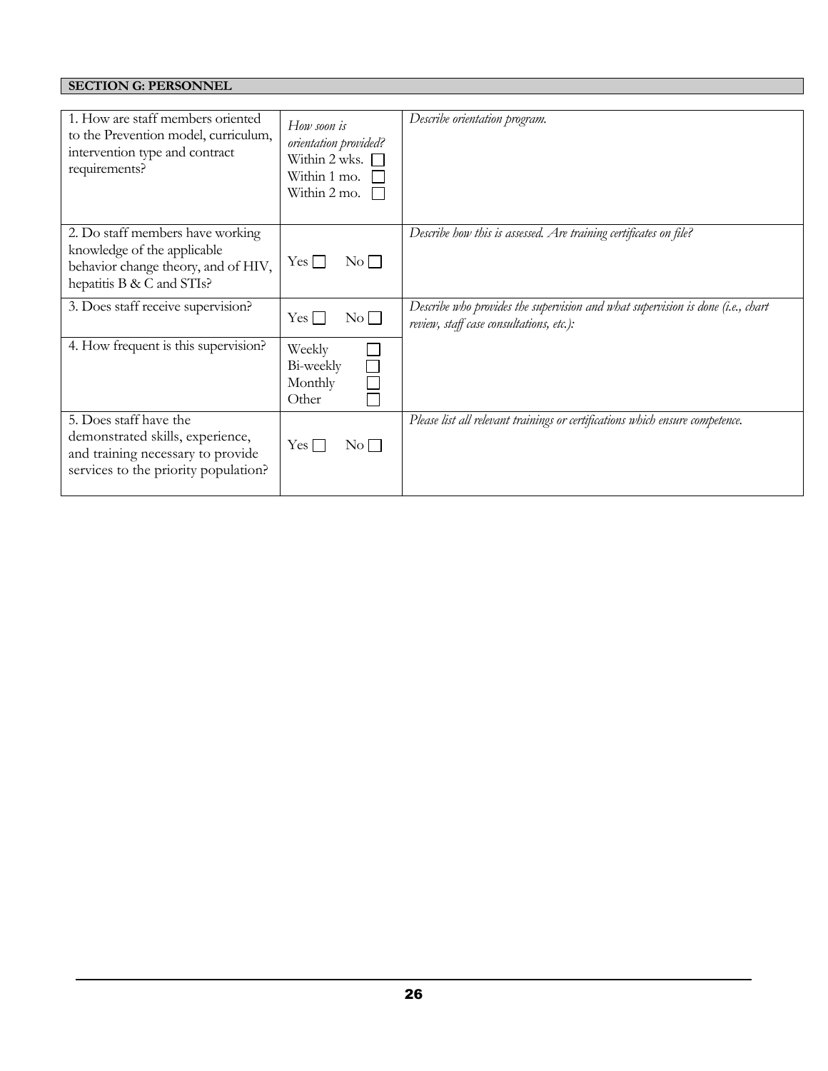**SECTION G: PERSONNEL**

| | | |
|---|---|---|
| 1. How are staff members oriented to the Prevention model, curriculum, intervention type and contract requirements? | *How soon is orientation provided?*<br>Within 2 wks. ☐<br>Within 1 mo. ☐<br>Within 2 mo. ☐ | *Describe orientation program.* |
| 2. Do staff members have working knowledge of the applicable behavior change theory, and of HIV, hepatitis B & C and STIs? | Yes ☐ No ☐ | *Describe how this is assessed. Are training certificates on file?* |
| 3. Does staff receive supervision? | Yes ☐ No ☐ | *Describe who provides the supervision and what supervision is done (i.e., chart review, staff case consultations, etc.):* |
| 4. How frequent is this supervision? | Weekly ☐<br>Bi-weekly ☐<br>Monthly ☐<br>Other ☐ | |
| 5. Does staff have the demonstrated skills, experience, and training necessary to provide services to the priority population? | Yes ☐ No ☐ | *Please list all relevant trainings or certifications which ensure competence.* |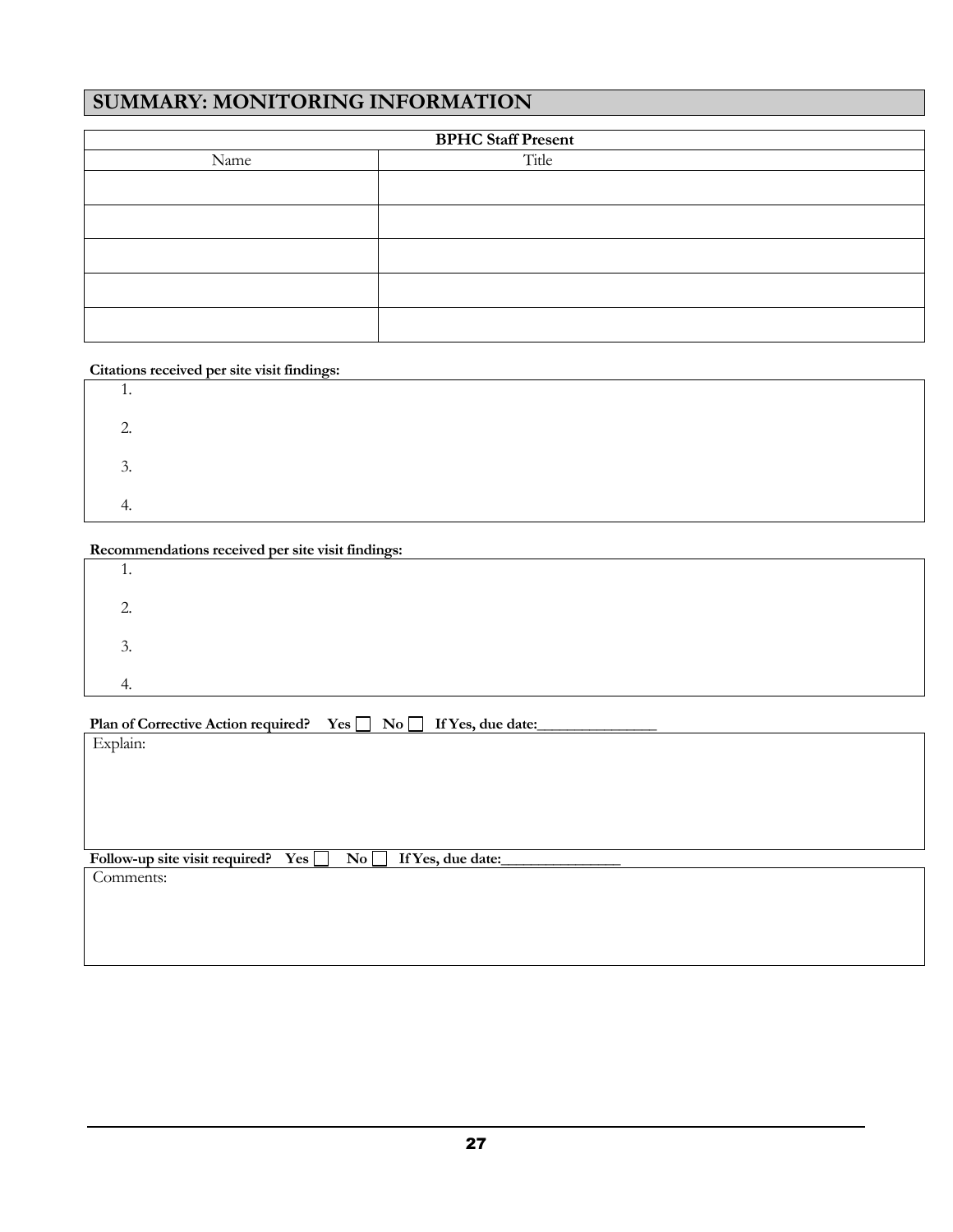## SUMMARY: MONITORING INFORMATION

| BPHC Staff Present | |
|---|---|
| Name | Title |
| | |
| | |
| | |
| | |
| | |

**Citations received per site visit findings:**

1.
2.
3.
4.

**Recommendations received per site visit findings:**

1.
2.
3.
4.

**Plan of Corrective Action required?** **Yes** ☐ **No** ☐ **If Yes, due date:_______________**

Explain:

**Follow-up site visit required?** **Yes** ☐ **No** ☐ **If Yes, due date:_______________**

Comments: